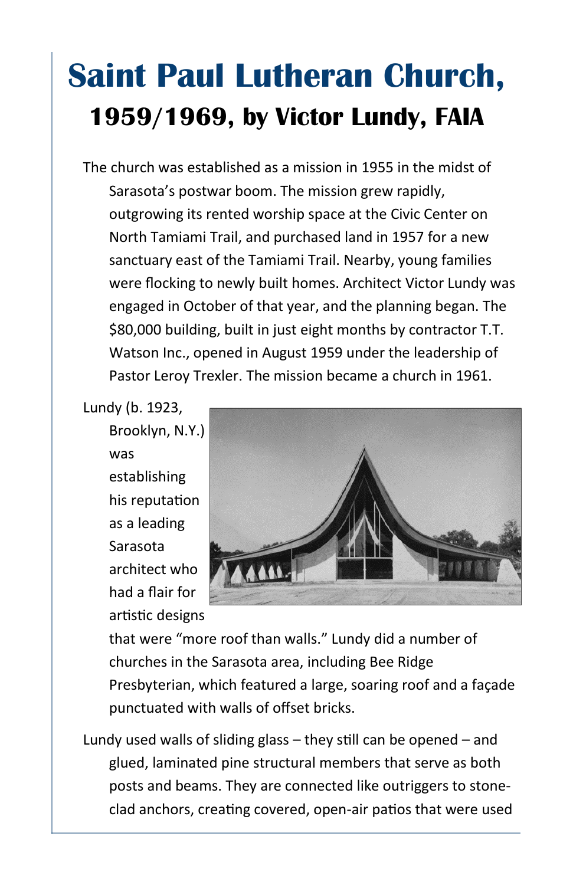# Saint Paul Lutheran Church,

## 1959/1969, by Victor Lundy, FAIA

The church was established as a mission in 1955 in the midst of Sarasota's postwar boom. The mission grew rapidly, outgrowing its rented worship space at the Civic Center on North Tamiami Trail, and purchased land in 1957 for a new sanctuary east of the Tamiami Trail. Nearby, young families were flocking to newly built homes. Architect Victor Lundy was engaged in October of that year, and the planning began. The $80,000 building, built in just eight months by contractor T.T. Watson Inc., opened in August 1959 under the leadership of Pastor Leroy Trexler. The mission became a church in 1961.

Lundy (b. 1923, Brooklyn, N.Y.) was establishing his reputation as a leading Sarasota architect who had a flair for artistic designs that were "more roof than walls." Lundy did a number of churches in the Sarasota area, including Bee Ridge Presbyterian, which featured a large, soaring roof and a façade punctuated with walls of offset bricks.

Lundy used walls of sliding glass – they still can be opened – and glued, laminated pine structural members that serve as both posts and beams. They are connected like outriggers to stone-clad anchors, creating covered, open-air patios that were used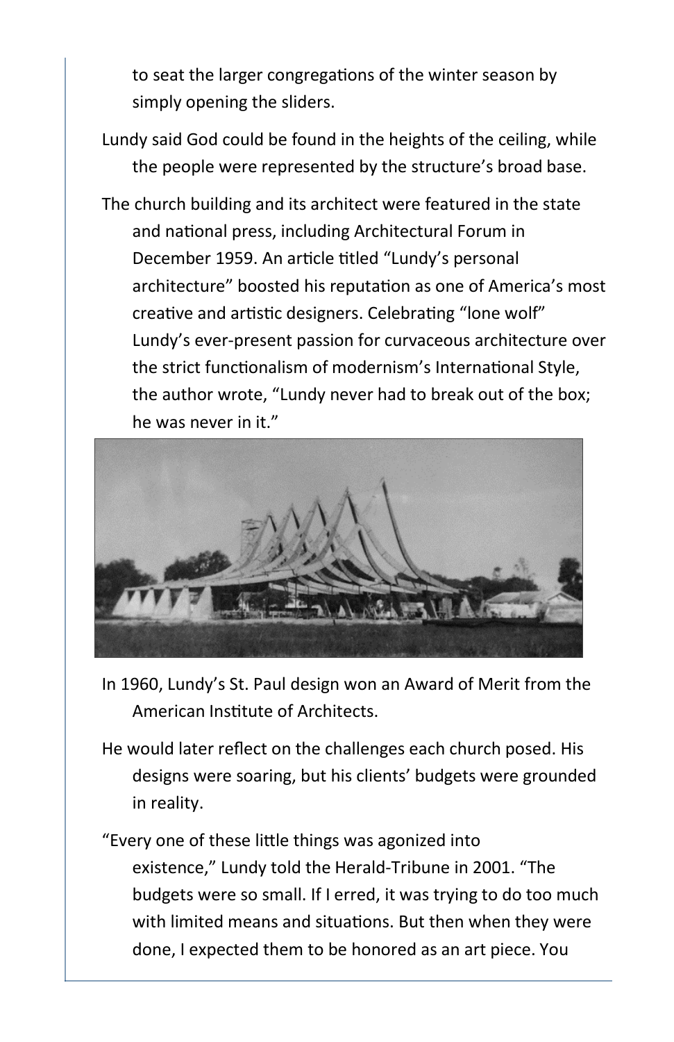to seat the larger congregations of the winter season by simply opening the sliders.

Lundy said God could be found in the heights of the ceiling, while the people were represented by the structure's broad base.

The church building and its architect were featured in the state and national press, including Architectural Forum in December 1959. An article titled "Lundy's personal architecture" boosted his reputation as one of America's most creative and artistic designers. Celebrating "lone wolf" Lundy's ever-present passion for curvaceous architecture over the strict functionalism of modernism's International Style, the author wrote, "Lundy never had to break out of the box; he was never in it."

In 1960, Lundy's St. Paul design won an Award of Merit from the American Institute of Architects.

He would later reflect on the challenges each church posed. His designs were soaring, but his clients' budgets were grounded in reality.

"Every one of these little things was agonized into existence," Lundy told the Herald-Tribune in 2001. "The budgets were so small. If I erred, it was trying to do too much with limited means and situations. But then when they were done, I expected them to be honored as an art piece. You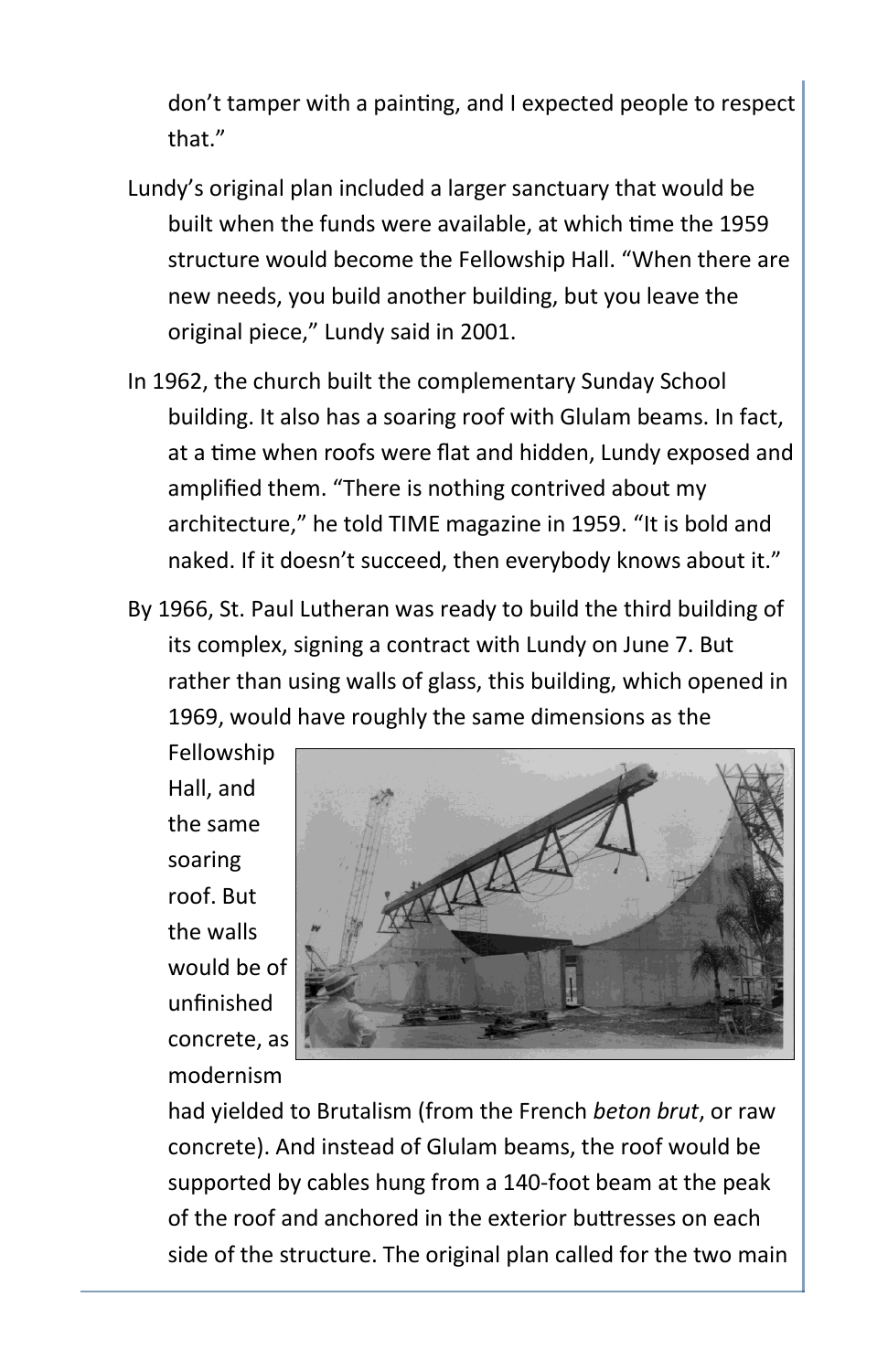don't tamper with a painting, and I expected people to respect that."

Lundy's original plan included a larger sanctuary that would be built when the funds were available, at which time the 1959 structure would become the Fellowship Hall. "When there are new needs, you build another building, but you leave the original piece," Lundy said in 2001.

In 1962, the church built the complementary Sunday School building. It also has a soaring roof with Glulam beams. In fact, at a time when roofs were flat and hidden, Lundy exposed and amplified them. "There is nothing contrived about my architecture," he told TIME magazine in 1959. "It is bold and naked. If it doesn't succeed, then everybody knows about it."

By 1966, St. Paul Lutheran was ready to build the third building of its complex, signing a contract with Lundy on June 7. But rather than using walls of glass, this building, which opened in 1969, would have roughly the same dimensions as the Fellowship Hall, and the same soaring roof. But the walls would be of unfinished concrete, as modernism had yielded to Brutalism (from the French *beton brut*, or raw concrete). And instead of Glulam beams, the roof would be supported by cables hung from a 140-foot beam at the peak of the roof and anchored in the exterior buttresses on each side of the structure. The original plan called for the two main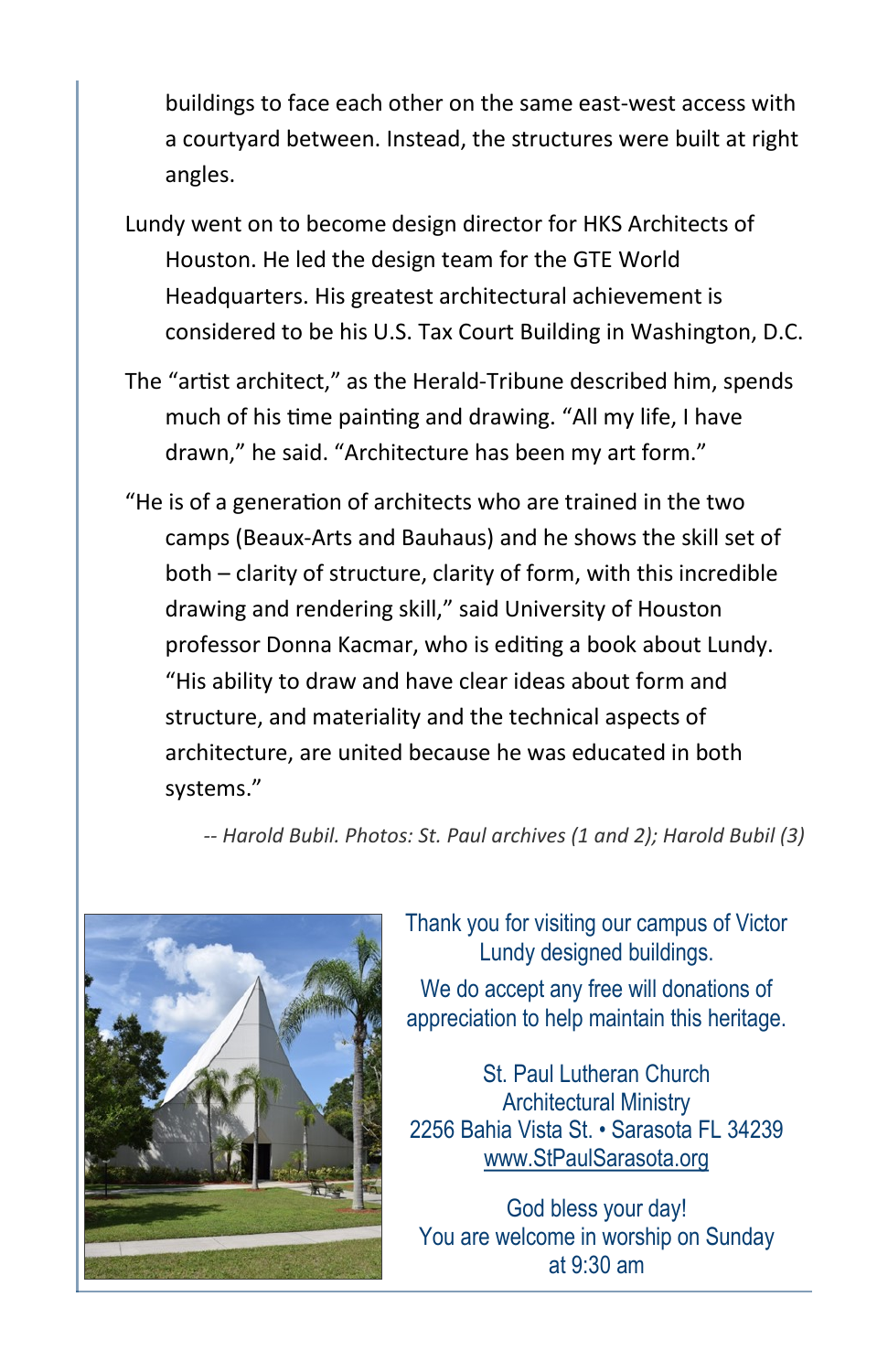buildings to face each other on the same east-west access with a courtyard between. Instead, the structures were built at right angles.

Lundy went on to become design director for HKS Architects of Houston. He led the design team for the GTE World Headquarters. His greatest architectural achievement is considered to be his U.S. Tax Court Building in Washington, D.C.

The "artist architect," as the Herald-Tribune described him, spends much of his time painting and drawing. "All my life, I have drawn," he said. "Architecture has been my art form."

"He is of a generation of architects who are trained in the two camps (Beaux-Arts and Bauhaus) and he shows the skill set of both – clarity of structure, clarity of form, with this incredible drawing and rendering skill," said University of Houston professor Donna Kacmar, who is editing a book about Lundy. "His ability to draw and have clear ideas about form and structure, and materiality and the technical aspects of architecture, are united because he was educated in both systems."

*-- Harold Bubil. Photos: St. Paul archives (1 and 2); Harold Bubil (3)*

Thank you for visiting our campus of Victor Lundy designed buildings.

We do accept any free will donations of appreciation to help maintain this heritage.

St. Paul Lutheran Church
Architectural Ministry
2256 Bahia Vista St. • Sarasota FL 34239
www.StPaulSarasota.org

God bless your day!
You are welcome in worship on Sunday at 9:30 am